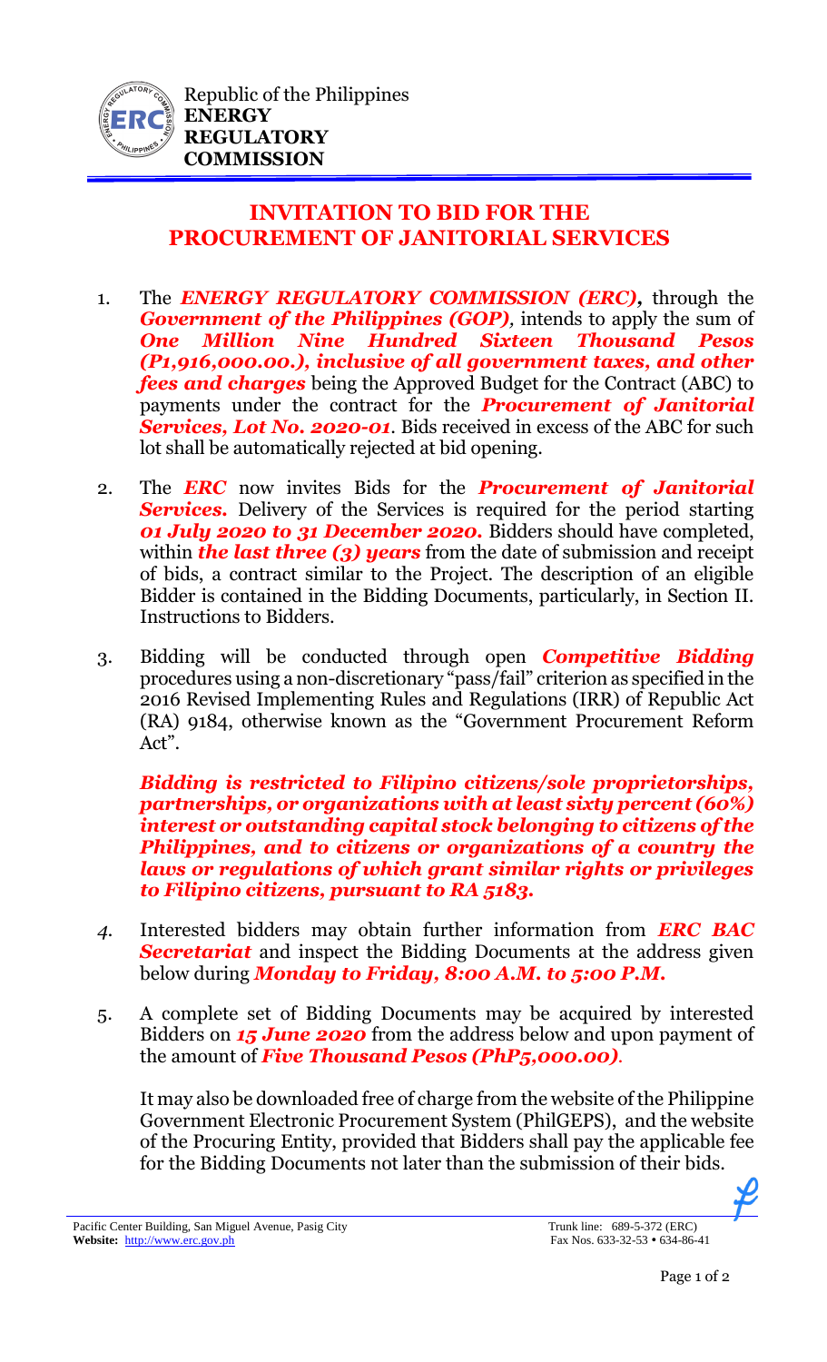Republic of the Philippines
**ENERGY REGULATORY COMMISSION**

# INVITATION TO BID FOR THE PROCUREMENT OF JANITORIAL SERVICES

1. The ***ENERGY REGULATORY COMMISSION (ERC),*** through the ***Government of the Philippines (GOP),*** intends to apply the sum of ***One Million Nine Hundred Sixteen Thousand Pesos (P1,916,000.00.), inclusive of all government taxes, and other fees and charges*** being the Approved Budget for the Contract (ABC) to payments under the contract for the ***Procurement of Janitorial Services, Lot No. 2020-01***. Bids received in excess of the ABC for such lot shall be automatically rejected at bid opening.

2. The ***ERC*** now invites Bids for the ***Procurement of Janitorial Services.*** Delivery of the Services is required for the period starting ***01 July 2020 to 31 December 2020.*** Bidders should have completed, within ***the last three (3) years*** from the date of submission and receipt of bids, a contract similar to the Project. The description of an eligible Bidder is contained in the Bidding Documents, particularly, in Section II. Instructions to Bidders.

3. Bidding will be conducted through open ***Competitive Bidding*** procedures using a non-discretionary "pass/fail" criterion as specified in the 2016 Revised Implementing Rules and Regulations (IRR) of Republic Act (RA) 9184, otherwise known as the "Government Procurement Reform Act".

   ***Bidding is restricted to Filipino citizens/sole proprietorships, partnerships, or organizations with at least sixty percent (60%) interest or outstanding capital stock belonging to citizens of the Philippines, and to citizens or organizations of a country the laws or regulations of which grant similar rights or privileges to Filipino citizens, pursuant to RA 5183.***

4. Interested bidders may obtain further information from ***ERC BAC Secretariat*** and inspect the Bidding Documents at the address given below during ***Monday to Friday, 8:00 A.M. to 5:00 P.M.***

5. A complete set of Bidding Documents may be acquired by interested Bidders on ***15 June 2020*** from the address below and upon payment of the amount of ***Five Thousand Pesos (PhP5,000.00)***.

   It may also be downloaded free of charge from the website of the Philippine Government Electronic Procurement System (PhilGEPS), and the website of the Procuring Entity, provided that Bidders shall pay the applicable fee for the Bidding Documents not later than the submission of their bids.

Pacific Center Building, San Miguel Avenue, Pasig City
**Website:** http://www.erc.gov.ph

Trunk line: 689-5-372 (ERC)
Fax Nos. 633-32-53 • 634-86-41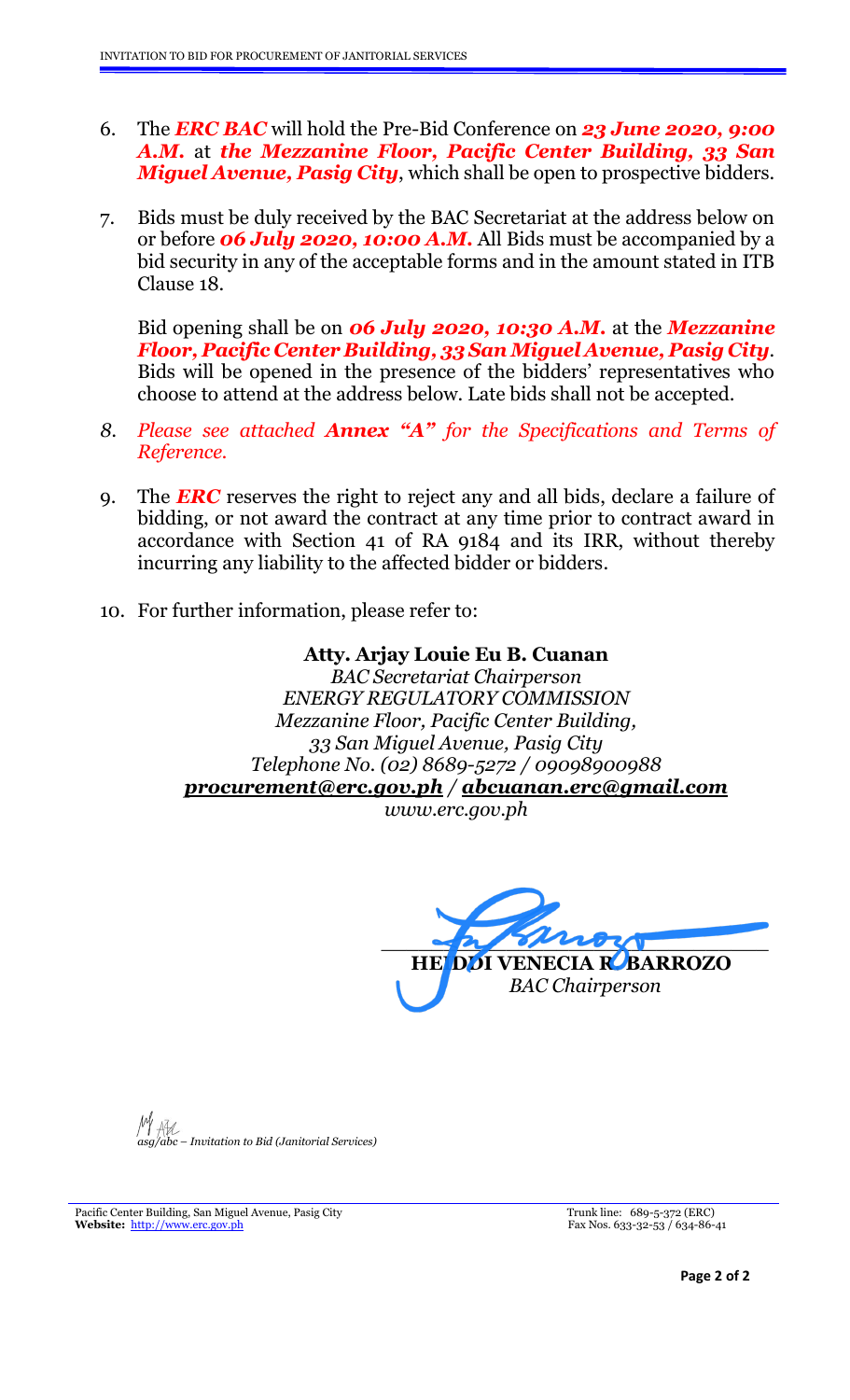6. The ***ERC BAC*** will hold the Pre-Bid Conference on ***23 June 2020, 9:00 A.M.*** at ***the Mezzanine Floor, Pacific Center Building, 33 San Miguel Avenue, Pasig City***, which shall be open to prospective bidders.

7. Bids must be duly received by the BAC Secretariat at the address below on or before ***06 July 2020, 10:00 A.M.*** All Bids must be accompanied by a bid security in any of the acceptable forms and in the amount stated in ITB Clause 18.

   Bid opening shall be on ***06 July 2020, 10:30 A.M.*** at the ***Mezzanine Floor, Pacific Center Building, 33 San Miguel Avenue, Pasig City***. Bids will be opened in the presence of the bidders' representatives who choose to attend at the address below. Late bids shall not be accepted.

8. *Please see attached **Annex "A"** for the Specifications and Terms of Reference.*

9. The ***ERC*** reserves the right to reject any and all bids, declare a failure of bidding, or not award the contract at any time prior to contract award in accordance with Section 41 of RA 9184 and its IRR, without thereby incurring any liability to the affected bidder or bidders.

10. For further information, please refer to:

**Atty. Arjay Louie Eu B. Cuanan**
*BAC Secretariat Chairperson*
*ENERGY REGULATORY COMMISSION*
*Mezzanine Floor, Pacific Center Building,*
*33 San Miguel Avenue, Pasig City*
*Telephone No. (02) 8689-5272 / 09098900988*
***procurement@erc.gov.ph / abcuanan.erc@gmail.com***
*www.erc.gov.ph*

**HEIDDI VENECIA R. BARROZO**
*BAC Chairperson*

*asg/abc – Invitation to Bid (Janitorial Services)*

Pacific Center Building, San Miguel Avenue, Pasig City
**Website:** http://www.erc.gov.ph

Trunk line: 689-5-372 (ERC)
Fax Nos. 633-32-53 / 634-86-41